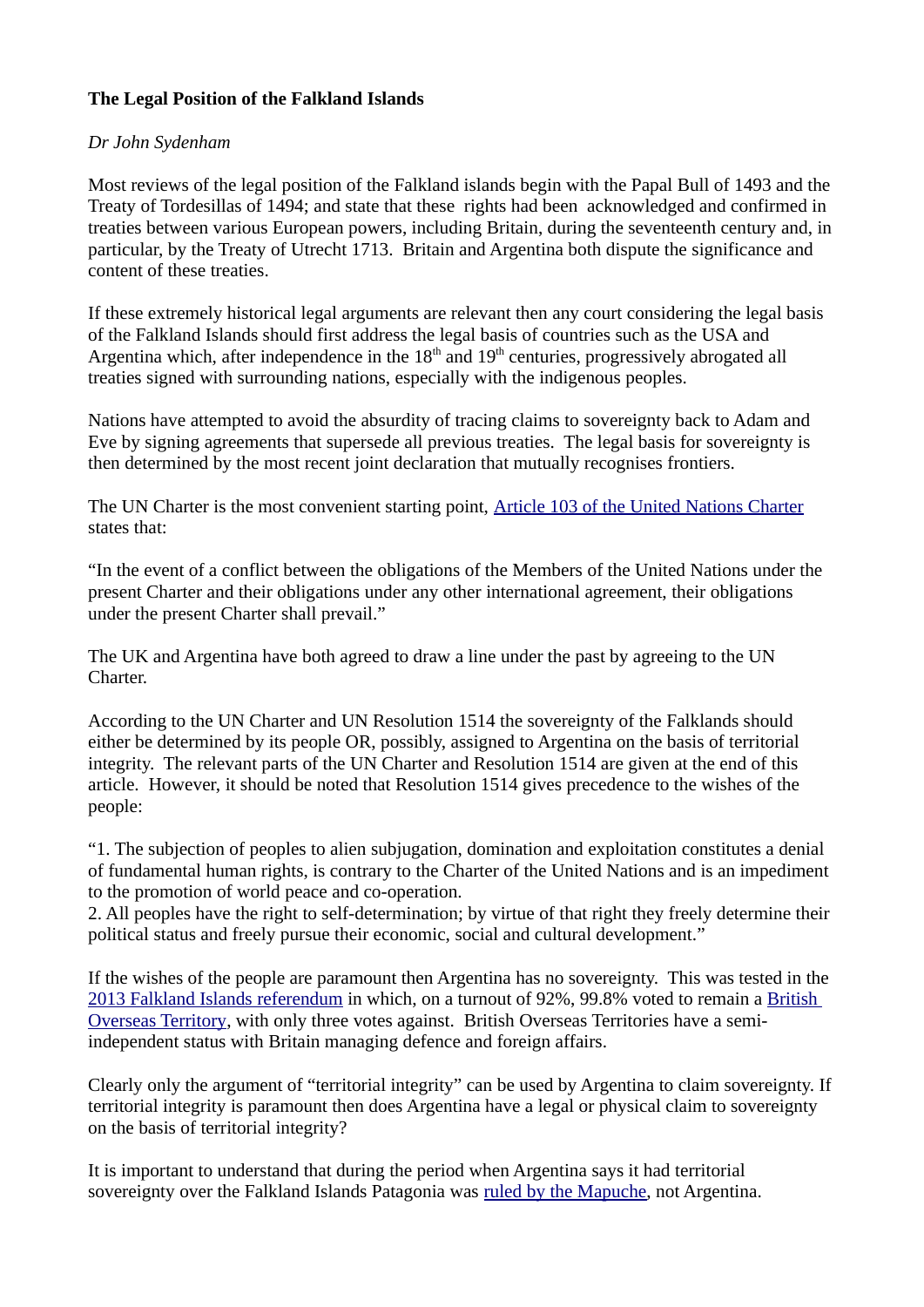**The Legal Position of the Falkland Islands**

*Dr John Sydenham*

Most reviews of the legal position of the Falkland islands begin with the Papal Bull of 1493 and the Treaty of Tordesillas of 1494; and state that these rights had been acknowledged and confirmed in treaties between various European powers, including Britain, during the seventeenth century and, in particular, by the Treaty of Utrecht 1713. Britain and Argentina both dispute the significance and content of these treaties.

If these extremely historical legal arguments are relevant then any court considering the legal basis of the Falkland Islands should first address the legal basis of countries such as the USA and Argentina which, after independence in the 18th and 19th centuries, progressively abrogated all treaties signed with surrounding nations, especially with the indigenous peoples.

Nations have attempted to avoid the absurdity of tracing claims to sovereignty back to Adam and Eve by signing agreements that supersede all previous treaties. The legal basis for sovereignty is then determined by the most recent joint declaration that mutually recognises frontiers.

The UN Charter is the most convenient starting point, Article 103 of the United Nations Charter states that:

“In the event of a conflict between the obligations of the Members of the United Nations under the present Charter and their obligations under any other international agreement, their obligations under the present Charter shall prevail.”

The UK and Argentina have both agreed to draw a line under the past by agreeing to the UN Charter.

According to the UN Charter and UN Resolution 1514 the sovereignty of the Falklands should either be determined by its people OR, possibly, assigned to Argentina on the basis of territorial integrity. The relevant parts of the UN Charter and Resolution 1514 are given at the end of this article. However, it should be noted that Resolution 1514 gives precedence to the wishes of the people:

“1. The subjection of peoples to alien subjugation, domination and exploitation constitutes a denial of fundamental human rights, is contrary to the Charter of the United Nations and is an impediment to the promotion of world peace and co-operation.
2. All peoples have the right to self-determination; by virtue of that right they freely determine their political status and freely pursue their economic, social and cultural development.”

If the wishes of the people are paramount then Argentina has no sovereignty. This was tested in the 2013 Falkland Islands referendum in which, on a turnout of 92%, 99.8% voted to remain a British Overseas Territory, with only three votes against. British Overseas Territories have a semi-independent status with Britain managing defence and foreign affairs.

Clearly only the argument of “territorial integrity” can be used by Argentina to claim sovereignty. If territorial integrity is paramount then does Argentina have a legal or physical claim to sovereignty on the basis of territorial integrity?

It is important to understand that during the period when Argentina says it had territorial sovereignty over the Falkland Islands Patagonia was ruled by the Mapuche, not Argentina.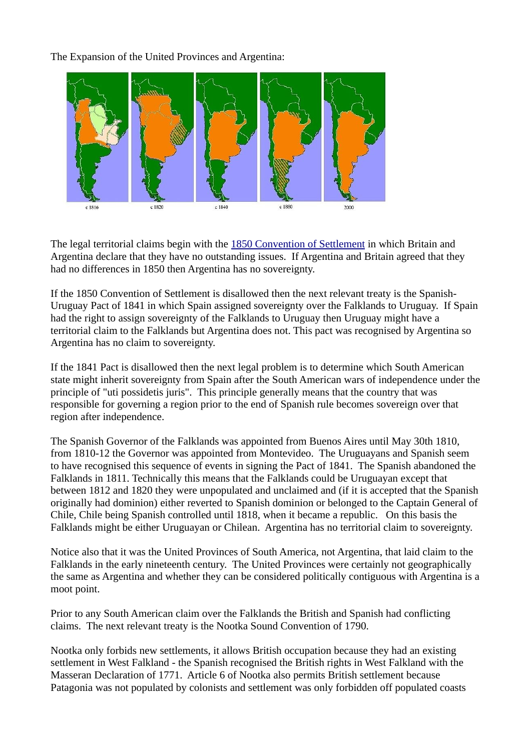The Expansion of the United Provinces and Argentina:

c 1816 c 1820 c 1840 c 1880 2000

The legal territorial claims begin with the [1850 Convention of Settlement] in which Britain and Argentina declare that they have no outstanding issues. If Argentina and Britain agreed that they had no differences in 1850 then Argentina has no sovereignty.

If the 1850 Convention of Settlement is disallowed then the next relevant treaty is the Spanish-Uruguay Pact of 1841 in which Spain assigned sovereignty over the Falklands to Uruguay. If Spain had the right to assign sovereignty of the Falklands to Uruguay then Uruguay might have a territorial claim to the Falklands but Argentina does not. This pact was recognised by Argentina so Argentina has no claim to sovereignty.

If the 1841 Pact is disallowed then the next legal problem is to determine which South American state might inherit sovereignty from Spain after the South American wars of independence under the principle of "uti possidetis juris". This principle generally means that the country that was responsible for governing a region prior to the end of Spanish rule becomes sovereign over that region after independence.

The Spanish Governor of the Falklands was appointed from Buenos Aires until May 30th 1810, from 1810-12 the Governor was appointed from Montevideo. The Uruguayans and Spanish seem to have recognised this sequence of events in signing the Pact of 1841. The Spanish abandoned the Falklands in 1811. Technically this means that the Falklands could be Uruguayan except that between 1812 and 1820 they were unpopulated and unclaimed and (if it is accepted that the Spanish originally had dominion) either reverted to Spanish dominion or belonged to the Captain General of Chile, Chile being Spanish controlled until 1818, when it became a republic. On this basis the Falklands might be either Uruguayan or Chilean. Argentina has no territorial claim to sovereignty.

Notice also that it was the United Provinces of South America, not Argentina, that laid claim to the Falklands in the early nineteenth century. The United Provinces were certainly not geographically the same as Argentina and whether they can be considered politically contiguous with Argentina is a moot point.

Prior to any South American claim over the Falklands the British and Spanish had conflicting claims. The next relevant treaty is the Nootka Sound Convention of 1790.

Nootka only forbids new settlements, it allows British occupation because they had an existing settlement in West Falkland - the Spanish recognised the British rights in West Falkland with the Masseran Declaration of 1771. Article 6 of Nootka also permits British settlement because Patagonia was not populated by colonists and settlement was only forbidden off populated coasts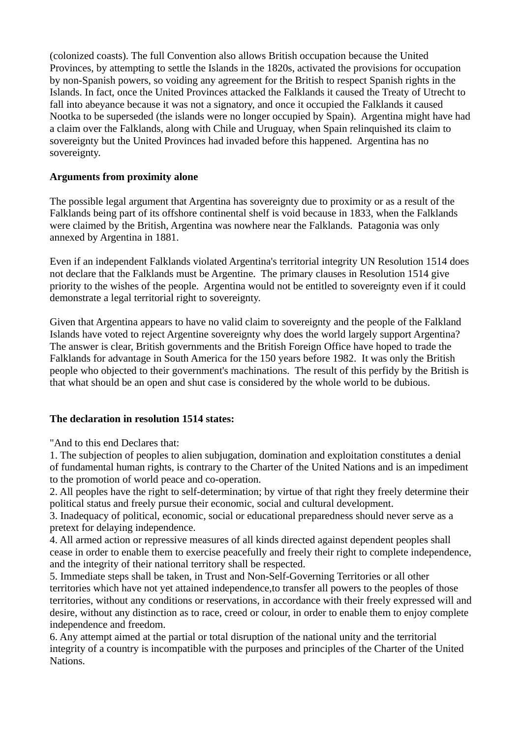(colonized coasts). The full Convention also allows British occupation because the United Provinces, by attempting to settle the Islands in the 1820s, activated the provisions for occupation by non-Spanish powers, so voiding any agreement for the British to respect Spanish rights in the Islands. In fact, once the United Provinces attacked the Falklands it caused the Treaty of Utrecht to fall into abeyance because it was not a signatory, and once it occupied the Falklands it caused Nootka to be superseded (the islands were no longer occupied by Spain). Argentina might have had a claim over the Falklands, along with Chile and Uruguay, when Spain relinquished its claim to sovereignty but the United Provinces had invaded before this happened. Argentina has no sovereignty.

**Arguments from proximity alone**

The possible legal argument that Argentina has sovereignty due to proximity or as a result of the Falklands being part of its offshore continental shelf is void because in 1833, when the Falklands were claimed by the British, Argentina was nowhere near the Falklands. Patagonia was only annexed by Argentina in 1881.

Even if an independent Falklands violated Argentina's territorial integrity UN Resolution 1514 does not declare that the Falklands must be Argentine. The primary clauses in Resolution 1514 give priority to the wishes of the people. Argentina would not be entitled to sovereignty even if it could demonstrate a legal territorial right to sovereignty.

Given that Argentina appears to have no valid claim to sovereignty and the people of the Falkland Islands have voted to reject Argentine sovereignty why does the world largely support Argentina? The answer is clear, British governments and the British Foreign Office have hoped to trade the Falklands for advantage in South America for the 150 years before 1982. It was only the British people who objected to their government's machinations. The result of this perfidy by the British is that what should be an open and shut case is considered by the whole world to be dubious.

**The declaration in resolution 1514 states:**

"And to this end Declares that:
1. The subjection of peoples to alien subjugation, domination and exploitation constitutes a denial of fundamental human rights, is contrary to the Charter of the United Nations and is an impediment to the promotion of world peace and co-operation.
2. All peoples have the right to self-determination; by virtue of that right they freely determine their political status and freely pursue their economic, social and cultural development.
3. Inadequacy of political, economic, social or educational preparedness should never serve as a pretext for delaying independence.
4. All armed action or repressive measures of all kinds directed against dependent peoples shall cease in order to enable them to exercise peacefully and freely their right to complete independence, and the integrity of their national territory shall be respected.
5. Immediate steps shall be taken, in Trust and Non-Self-Governing Territories or all other territories which have not yet attained independence,to transfer all powers to the peoples of those territories, without any conditions or reservations, in accordance with their freely expressed will and desire, without any distinction as to race, creed or colour, in order to enable them to enjoy complete independence and freedom.
6. Any attempt aimed at the partial or total disruption of the national unity and the territorial integrity of a country is incompatible with the purposes and principles of the Charter of the United Nations.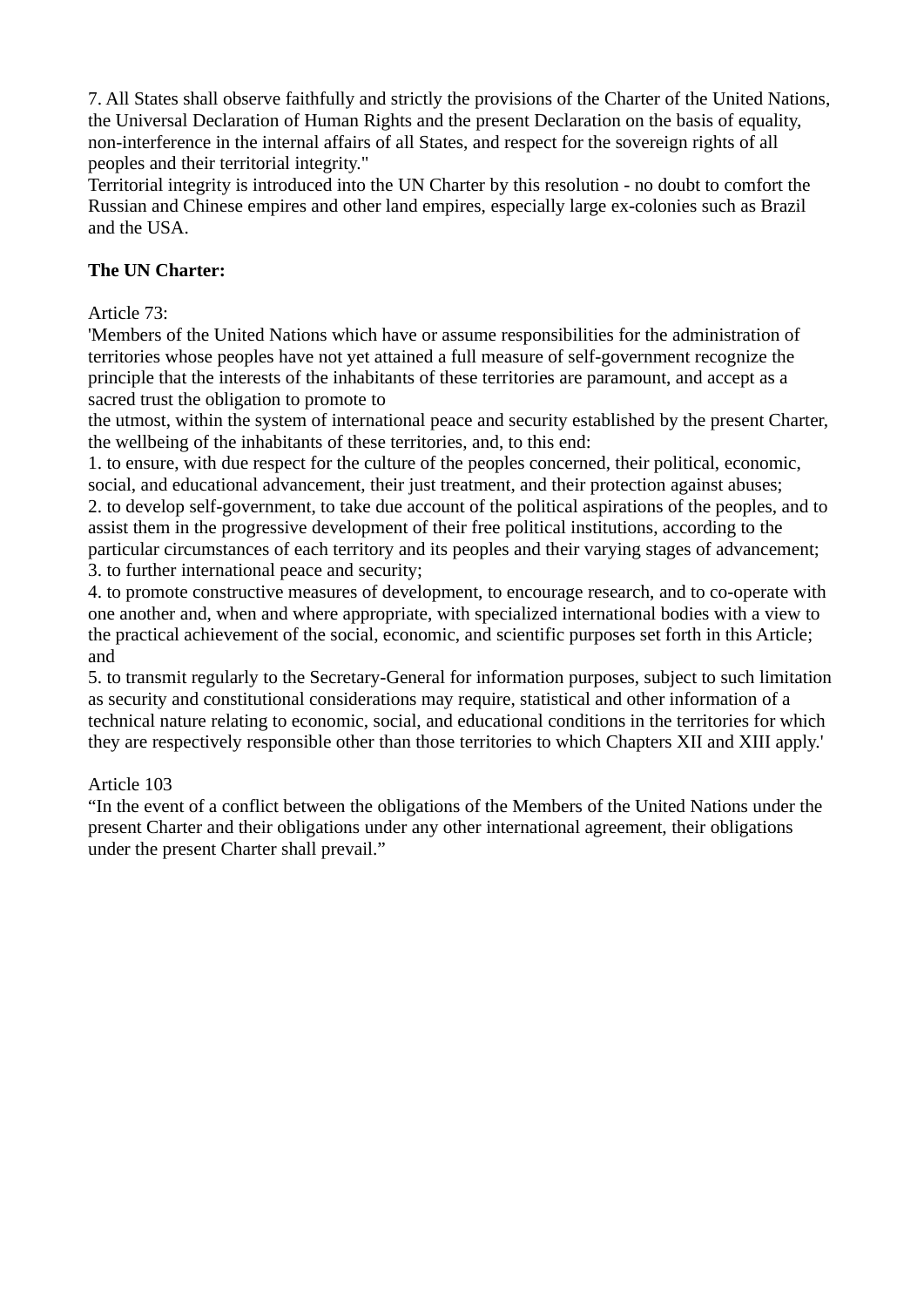7. All States shall observe faithfully and strictly the provisions of the Charter of the United Nations, the Universal Declaration of Human Rights and the present Declaration on the basis of equality, non-interference in the internal affairs of all States, and respect for the sovereign rights of all peoples and their territorial integrity."

Territorial integrity is introduced into the UN Charter by this resolution - no doubt to comfort the Russian and Chinese empires and other land empires, especially large ex-colonies such as Brazil and the USA.

**The UN Charter:**

Article 73:

'Members of the United Nations which have or assume responsibilities for the administration of territories whose peoples have not yet attained a full measure of self-government recognize the principle that the interests of the inhabitants of these territories are paramount, and accept as a sacred trust the obligation to promote to the utmost, within the system of international peace and security established by the present Charter, the wellbeing of the inhabitants of these territories, and, to this end:

1. to ensure, with due respect for the culture of the peoples concerned, their political, economic, social, and educational advancement, their just treatment, and their protection against abuses;
2. to develop self-government, to take due account of the political aspirations of the peoples, and to assist them in the progressive development of their free political institutions, according to the particular circumstances of each territory and its peoples and their varying stages of advancement;
3. to further international peace and security;
4. to promote constructive measures of development, to encourage research, and to co-operate with one another and, when and where appropriate, with specialized international bodies with a view to the practical achievement of the social, economic, and scientific purposes set forth in this Article; and
5. to transmit regularly to the Secretary-General for information purposes, subject to such limitation as security and constitutional considerations may require, statistical and other information of a technical nature relating to economic, social, and educational conditions in the territories for which they are respectively responsible other than those territories to which Chapters XII and XIII apply.'

Article 103

"In the event of a conflict between the obligations of the Members of the United Nations under the present Charter and their obligations under any other international agreement, their obligations under the present Charter shall prevail."